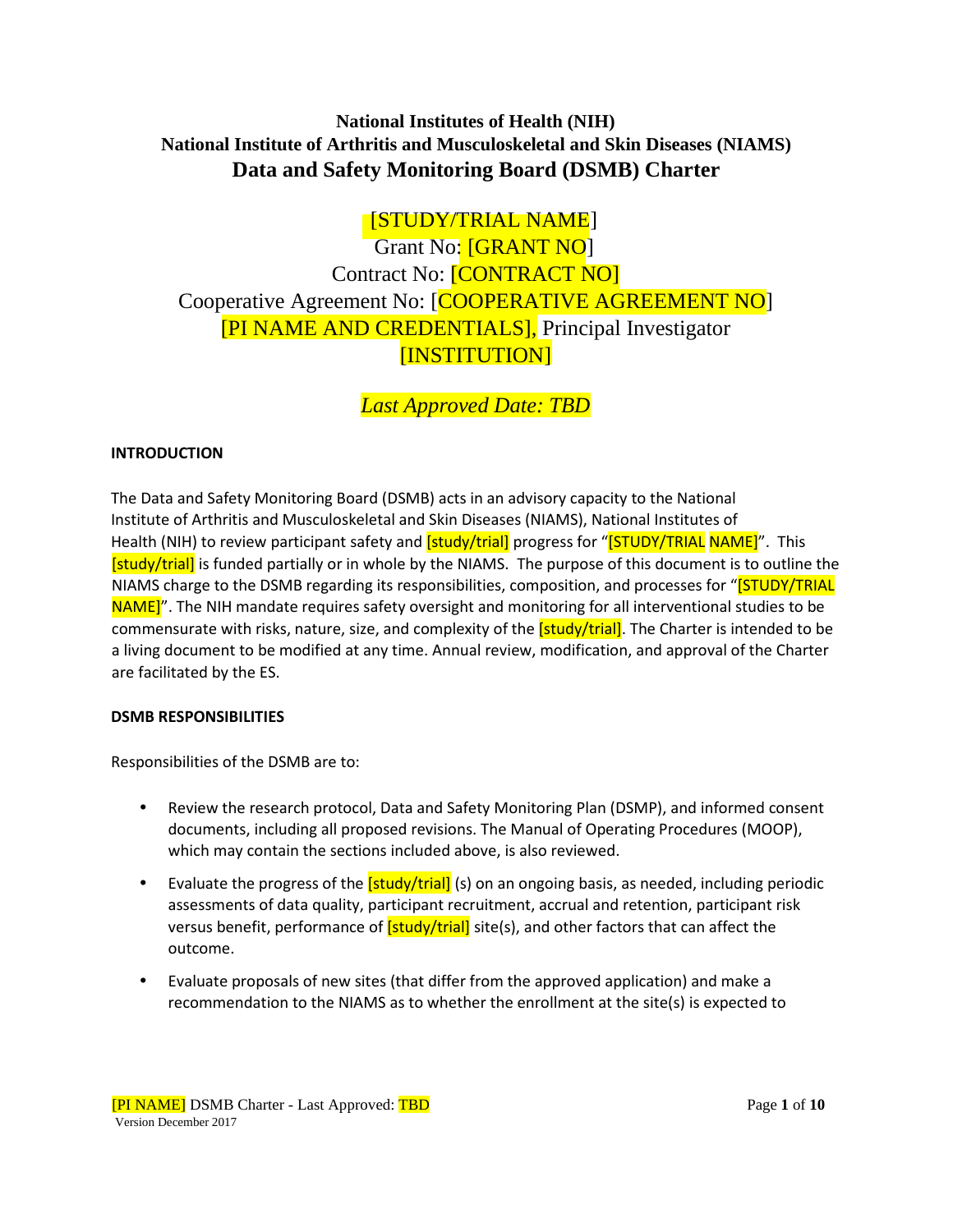# National Institutes of Health (NIH)
# National Institute of Arthritis and Musculoskeletal and Skin Diseases (NIAMS)
# Data and Safety Monitoring Board (DSMB) Charter

[STUDY/TRIAL NAME]

Grant No: [GRANT NO]

Contract No: [CONTRACT NO]

Cooperative Agreement No: [COOPERATIVE AGREEMENT NO]

[PI NAME AND CREDENTIALS], Principal Investigator

[INSTITUTION]

*Last Approved Date: TBD*

## INTRODUCTION

The Data and Safety Monitoring Board (DSMB) acts in an advisory capacity to the National Institute of Arthritis and Musculoskeletal and Skin Diseases (NIAMS), National Institutes of Health (NIH) to review participant safety and [study/trial] progress for "[STUDY/TRIAL NAME]". This [study/trial] is funded partially or in whole by the NIAMS. The purpose of this document is to outline the NIAMS charge to the DSMB regarding its responsibilities, composition, and processes for "[STUDY/TRIAL NAME]". The NIH mandate requires safety oversight and monitoring for all interventional studies to be commensurate with risks, nature, size, and complexity of the [study/trial]. The Charter is intended to be a living document to be modified at any time. Annual review, modification, and approval of the Charter are facilitated by the ES.

## DSMB RESPONSIBILITIES

Responsibilities of the DSMB are to:

- Review the research protocol, Data and Safety Monitoring Plan (DSMP), and informed consent documents, including all proposed revisions. The Manual of Operating Procedures (MOOP), which may contain the sections included above, is also reviewed.
- Evaluate the progress of the [study/trial] (s) on an ongoing basis, as needed, including periodic assessments of data quality, participant recruitment, accrual and retention, participant risk versus benefit, performance of [study/trial] site(s), and other factors that can affect the outcome.
- Evaluate proposals of new sites (that differ from the approved application) and make a recommendation to the NIAMS as to whether the enrollment at the site(s) is expected to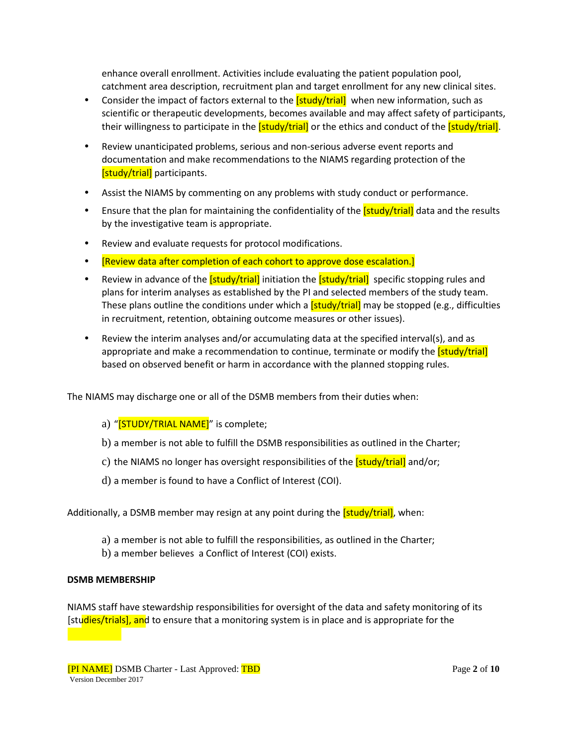enhance overall enrollment. Activities include evaluating the patient population pool, catchment area description, recruitment plan and target enrollment for any new clinical sites.

- Consider the impact of factors external to the [study/trial] when new information, such as scientific or therapeutic developments, becomes available and may affect safety of participants, their willingness to participate in the [study/trial] or the ethics and conduct of the [study/trial].
- Review unanticipated problems, serious and non-serious adverse event reports and documentation and make recommendations to the NIAMS regarding protection of the [study/trial] participants.
- Assist the NIAMS by commenting on any problems with study conduct or performance.
- Ensure that the plan for maintaining the confidentiality of the [study/trial] data and the results by the investigative team is appropriate.
- Review and evaluate requests for protocol modifications.
- [Review data after completion of each cohort to approve dose escalation.]
- Review in advance of the [study/trial] initiation the [study/trial] specific stopping rules and plans for interim analyses as established by the PI and selected members of the study team. These plans outline the conditions under which a [study/trial] may be stopped (e.g., difficulties in recruitment, retention, obtaining outcome measures or other issues).
- Review the interim analyses and/or accumulating data at the specified interval(s), and as appropriate and make a recommendation to continue, terminate or modify the [study/trial] based on observed benefit or harm in accordance with the planned stopping rules.

The NIAMS may discharge one or all of the DSMB members from their duties when:

a) "[STUDY/TRIAL NAME]" is complete;

b) a member is not able to fulfill the DSMB responsibilities as outlined in the Charter;

c) the NIAMS no longer has oversight responsibilities of the [study/trial] and/or;

d) a member is found to have a Conflict of Interest (COI).

Additionally, a DSMB member may resign at any point during the [study/trial], when:

a) a member is not able to fulfill the responsibilities, as outlined in the Charter;
b) a member believes a Conflict of Interest (COI) exists.

**DSMB MEMBERSHIP**

NIAMS staff have stewardship responsibilities for oversight of the data and safety monitoring of its [studies/trials], and to ensure that a monitoring system is in place and is appropriate for the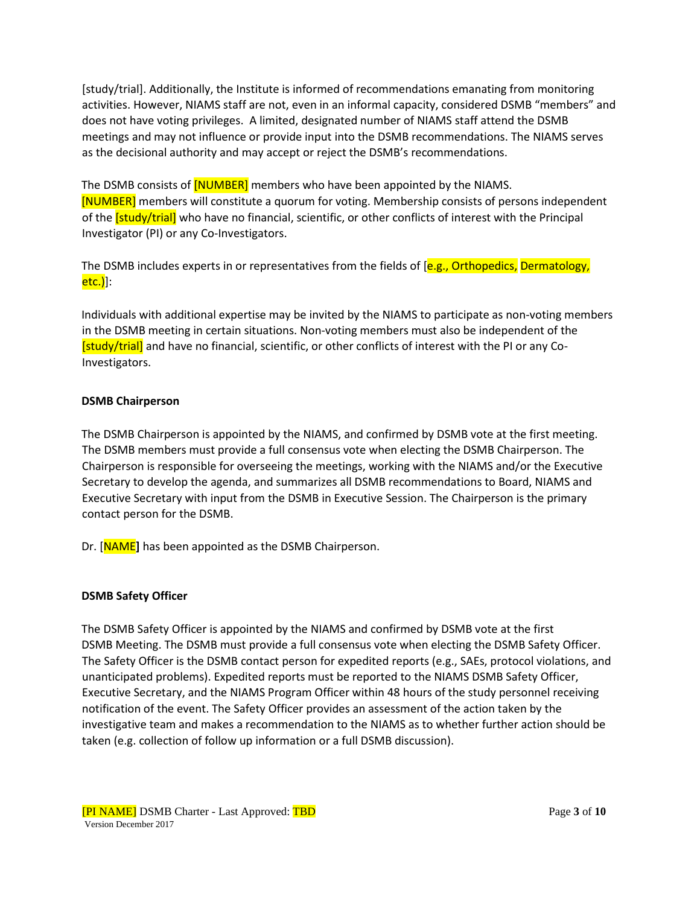[study/trial]. Additionally, the Institute is informed of recommendations emanating from monitoring activities. However, NIAMS staff are not, even in an informal capacity, considered DSMB "members" and does not have voting privileges. A limited, designated number of NIAMS staff attend the DSMB meetings and may not influence or provide input into the DSMB recommendations. The NIAMS serves as the decisional authority and may accept or reject the DSMB's recommendations.

The DSMB consists of [NUMBER] members who have been appointed by the NIAMS. [NUMBER] members will constitute a quorum for voting. Membership consists of persons independent of the [study/trial] who have no financial, scientific, or other conflicts of interest with the Principal Investigator (PI) or any Co-Investigators.

The DSMB includes experts in or representatives from the fields of [e.g., Orthopedics, Dermatology, etc.)]:

Individuals with additional expertise may be invited by the NIAMS to participate as non-voting members in the DSMB meeting in certain situations. Non-voting members must also be independent of the [study/trial] and have no financial, scientific, or other conflicts of interest with the PI or any Co-Investigators.

### DSMB Chairperson

The DSMB Chairperson is appointed by the NIAMS, and confirmed by DSMB vote at the first meeting. The DSMB members must provide a full consensus vote when electing the DSMB Chairperson. The Chairperson is responsible for overseeing the meetings, working with the NIAMS and/or the Executive Secretary to develop the agenda, and summarizes all DSMB recommendations to Board, NIAMS and Executive Secretary with input from the DSMB in Executive Session. The Chairperson is the primary contact person for the DSMB.

Dr. [NAME**]** has been appointed as the DSMB Chairperson.

### DSMB Safety Officer

The DSMB Safety Officer is appointed by the NIAMS and confirmed by DSMB vote at the first DSMB Meeting. The DSMB must provide a full consensus vote when electing the DSMB Safety Officer. The Safety Officer is the DSMB contact person for expedited reports (e.g., SAEs, protocol violations, and unanticipated problems). Expedited reports must be reported to the NIAMS DSMB Safety Officer, Executive Secretary, and the NIAMS Program Officer within 48 hours of the study personnel receiving notification of the event. The Safety Officer provides an assessment of the action taken by the investigative team and makes a recommendation to the NIAMS as to whether further action should be taken (e.g. collection of follow up information or a full DSMB discussion).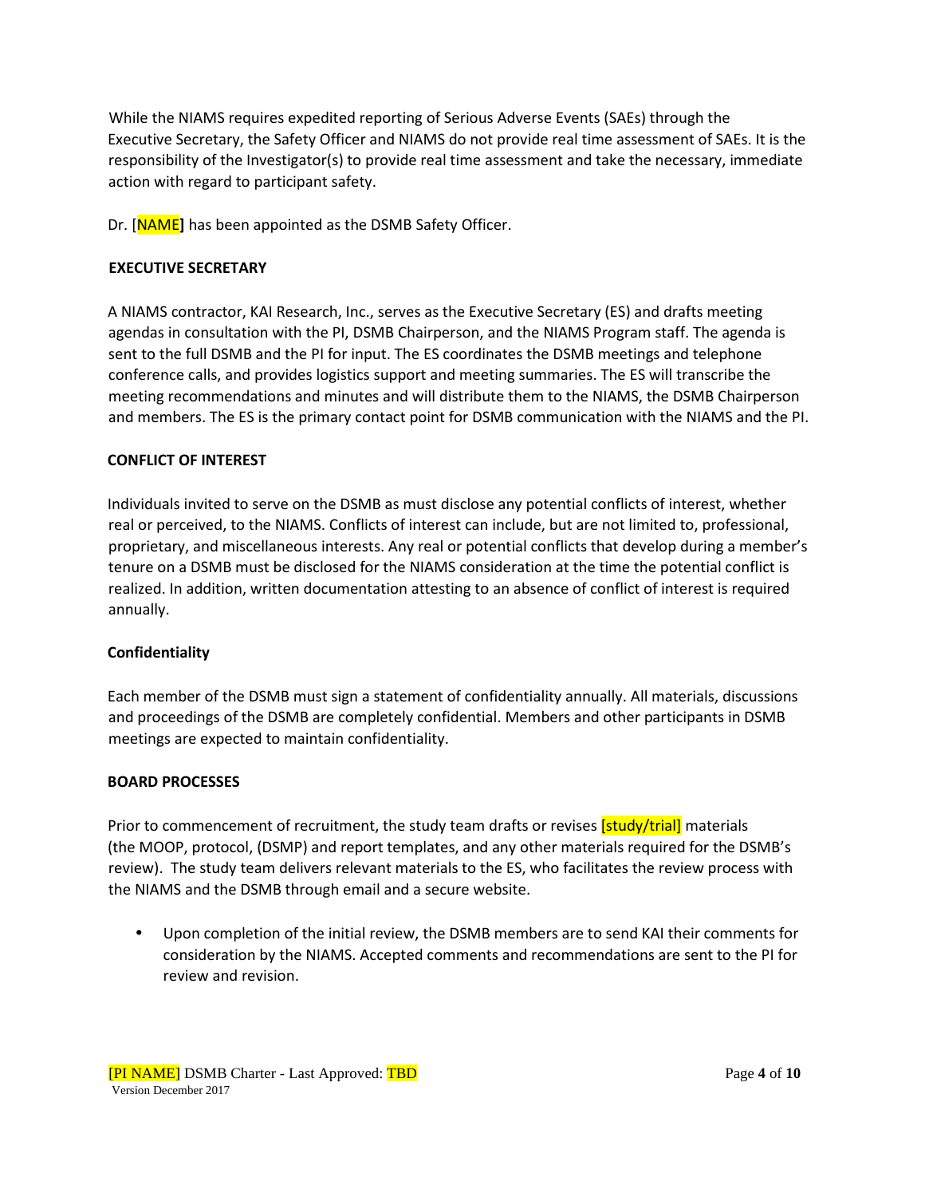While the NIAMS requires expedited reporting of Serious Adverse Events (SAEs) through the Executive Secretary, the Safety Officer and NIAMS do not provide real time assessment of SAEs. It is the responsibility of the Investigator(s) to provide real time assessment and take the necessary, immediate action with regard to participant safety.

Dr. [NAME] has been appointed as the DSMB Safety Officer.

## EXECUTIVE SECRETARY

A NIAMS contractor, KAI Research, Inc., serves as the Executive Secretary (ES) and drafts meeting agendas in consultation with the PI, DSMB Chairperson, and the NIAMS Program staff. The agenda is sent to the full DSMB and the PI for input. The ES coordinates the DSMB meetings and telephone conference calls, and provides logistics support and meeting summaries. The ES will transcribe the meeting recommendations and minutes and will distribute them to the NIAMS, the DSMB Chairperson and members. The ES is the primary contact point for DSMB communication with the NIAMS and the PI.

## CONFLICT OF INTEREST

Individuals invited to serve on the DSMB as must disclose any potential conflicts of interest, whether real or perceived, to the NIAMS. Conflicts of interest can include, but are not limited to, professional, proprietary, and miscellaneous interests. Any real or potential conflicts that develop during a member's tenure on a DSMB must be disclosed for the NIAMS consideration at the time the potential conflict is realized. In addition, written documentation attesting to an absence of conflict of interest is required annually.

### Confidentiality

Each member of the DSMB must sign a statement of confidentiality annually. All materials, discussions and proceedings of the DSMB are completely confidential. Members and other participants in DSMB meetings are expected to maintain confidentiality.

## BOARD PROCESSES

Prior to commencement of recruitment, the study team drafts or revises [study/trial] materials (the MOOP, protocol, (DSMP) and report templates, and any other materials required for the DSMB's review). The study team delivers relevant materials to the ES, who facilitates the review process with the NIAMS and the DSMB through email and a secure website.

- Upon completion of the initial review, the DSMB members are to send KAI their comments for consideration by the NIAMS. Accepted comments and recommendations are sent to the PI for review and revision.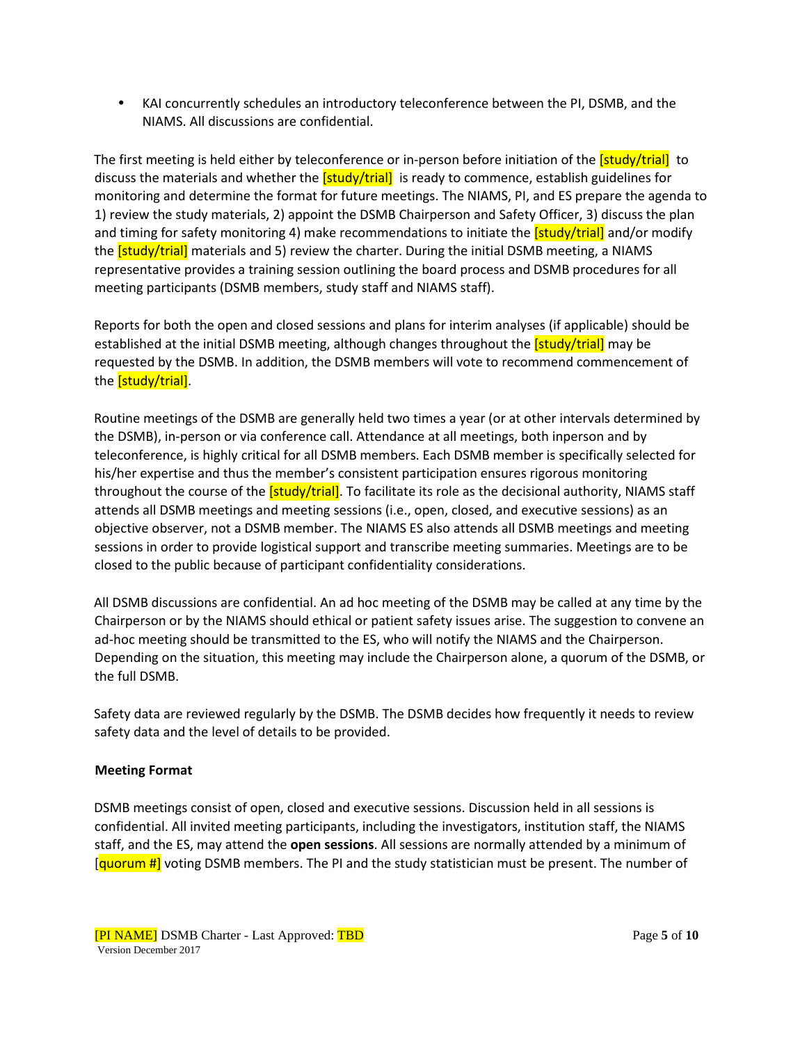- KAI concurrently schedules an introductory teleconference between the PI, DSMB, and the NIAMS. All discussions are confidential.

The first meeting is held either by teleconference or in-person before initiation of the [study/trial] to discuss the materials and whether the [study/trial] is ready to commence, establish guidelines for monitoring and determine the format for future meetings. The NIAMS, PI, and ES prepare the agenda to 1) review the study materials, 2) appoint the DSMB Chairperson and Safety Officer, 3) discuss the plan and timing for safety monitoring 4) make recommendations to initiate the [study/trial] and/or modify the [study/trial] materials and 5) review the charter. During the initial DSMB meeting, a NIAMS representative provides a training session outlining the board process and DSMB procedures for all meeting participants (DSMB members, study staff and NIAMS staff).

Reports for both the open and closed sessions and plans for interim analyses (if applicable) should be established at the initial DSMB meeting, although changes throughout the [study/trial] may be requested by the DSMB. In addition, the DSMB members will vote to recommend commencement of the [study/trial].

Routine meetings of the DSMB are generally held two times a year (or at other intervals determined by the DSMB), in-person or via conference call. Attendance at all meetings, both inperson and by teleconference, is highly critical for all DSMB members. Each DSMB member is specifically selected for his/her expertise and thus the member's consistent participation ensures rigorous monitoring throughout the course of the [study/trial]. To facilitate its role as the decisional authority, NIAMS staff attends all DSMB meetings and meeting sessions (i.e., open, closed, and executive sessions) as an objective observer, not a DSMB member. The NIAMS ES also attends all DSMB meetings and meeting sessions in order to provide logistical support and transcribe meeting summaries. Meetings are to be closed to the public because of participant confidentiality considerations.

All DSMB discussions are confidential. An ad hoc meeting of the DSMB may be called at any time by the Chairperson or by the NIAMS should ethical or patient safety issues arise. The suggestion to convene an ad-hoc meeting should be transmitted to the ES, who will notify the NIAMS and the Chairperson. Depending on the situation, this meeting may include the Chairperson alone, a quorum of the DSMB, or the full DSMB.

Safety data are reviewed regularly by the DSMB. The DSMB decides how frequently it needs to review safety data and the level of details to be provided.

**Meeting Format**

DSMB meetings consist of open, closed and executive sessions. Discussion held in all sessions is confidential. All invited meeting participants, including the investigators, institution staff, the NIAMS staff, and the ES, may attend the **open sessions**. All sessions are normally attended by a minimum of [quorum #] voting DSMB members. The PI and the study statistician must be present. The number of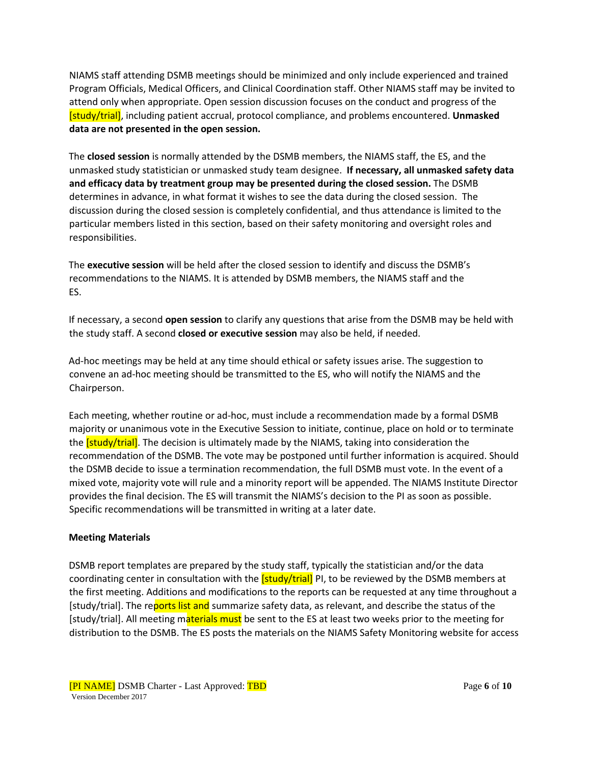NIAMS staff attending DSMB meetings should be minimized and only include experienced and trained Program Officials, Medical Officers, and Clinical Coordination staff. Other NIAMS staff may be invited to attend only when appropriate. Open session discussion focuses on the conduct and progress of the [study/trial], including patient accrual, protocol compliance, and problems encountered. **Unmasked data are not presented in the open session.**

The **closed session** is normally attended by the DSMB members, the NIAMS staff, the ES, and the unmasked study statistician or unmasked study team designee. **If necessary, all unmasked safety data and efficacy data by treatment group may be presented during the closed session.** The DSMB determines in advance, in what format it wishes to see the data during the closed session. The discussion during the closed session is completely confidential, and thus attendance is limited to the particular members listed in this section, based on their safety monitoring and oversight roles and responsibilities.

The **executive session** will be held after the closed session to identify and discuss the DSMB's recommendations to the NIAMS. It is attended by DSMB members, the NIAMS staff and the ES.

If necessary, a second **open session** to clarify any questions that arise from the DSMB may be held with the study staff. A second **closed or executive session** may also be held, if needed.

Ad-hoc meetings may be held at any time should ethical or safety issues arise. The suggestion to convene an ad-hoc meeting should be transmitted to the ES, who will notify the NIAMS and the Chairperson.

Each meeting, whether routine or ad-hoc, must include a recommendation made by a formal DSMB majority or unanimous vote in the Executive Session to initiate, continue, place on hold or to terminate the [study/trial]. The decision is ultimately made by the NIAMS, taking into consideration the recommendation of the DSMB. The vote may be postponed until further information is acquired. Should the DSMB decide to issue a termination recommendation, the full DSMB must vote. In the event of a mixed vote, majority vote will rule and a minority report will be appended. The NIAMS Institute Director provides the final decision. The ES will transmit the NIAMS's decision to the PI as soon as possible. Specific recommendations will be transmitted in writing at a later date.

**Meeting Materials**

DSMB report templates are prepared by the study staff, typically the statistician and/or the data coordinating center in consultation with the [study/trial] PI, to be reviewed by the DSMB members at the first meeting. Additions and modifications to the reports can be requested at any time throughout a [study/trial]. The reports list and summarize safety data, as relevant, and describe the status of the [study/trial]. All meeting materials must be sent to the ES at least two weeks prior to the meeting for distribution to the DSMB. The ES posts the materials on the NIAMS Safety Monitoring website for access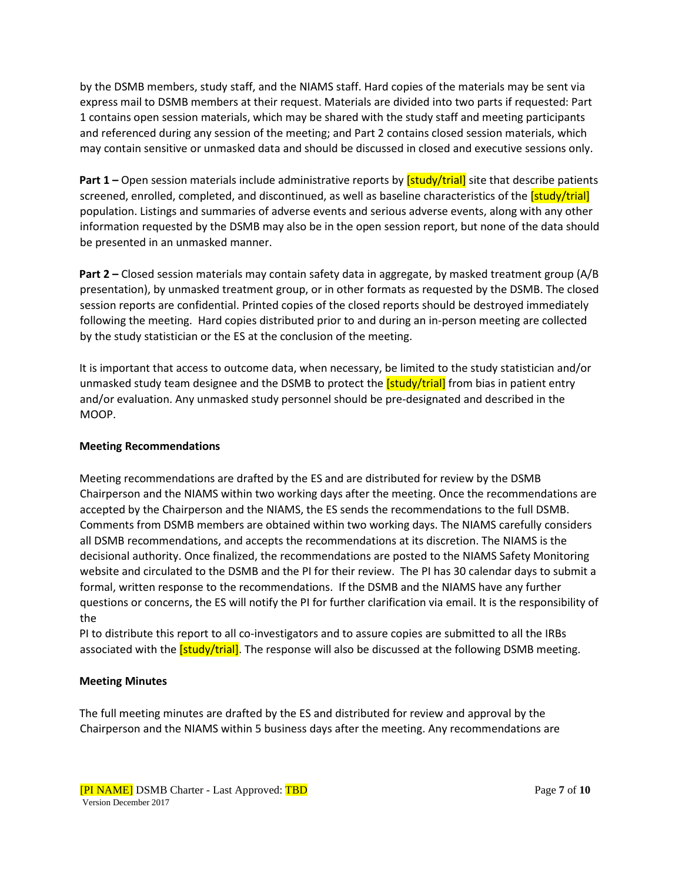by the DSMB members, study staff, and the NIAMS staff. Hard copies of the materials may be sent via express mail to DSMB members at their request. Materials are divided into two parts if requested: Part 1 contains open session materials, which may be shared with the study staff and meeting participants and referenced during any session of the meeting; and Part 2 contains closed session materials, which may contain sensitive or unmasked data and should be discussed in closed and executive sessions only.

**Part 1 –** Open session materials include administrative reports by [study/trial] site that describe patients screened, enrolled, completed, and discontinued, as well as baseline characteristics of the [study/trial] population. Listings and summaries of adverse events and serious adverse events, along with any other information requested by the DSMB may also be in the open session report, but none of the data should be presented in an unmasked manner.

**Part 2 –** Closed session materials may contain safety data in aggregate, by masked treatment group (A/B presentation), by unmasked treatment group, or in other formats as requested by the DSMB. The closed session reports are confidential. Printed copies of the closed reports should be destroyed immediately following the meeting. Hard copies distributed prior to and during an in-person meeting are collected by the study statistician or the ES at the conclusion of the meeting.

It is important that access to outcome data, when necessary, be limited to the study statistician and/or unmasked study team designee and the DSMB to protect the [study/trial] from bias in patient entry and/or evaluation. Any unmasked study personnel should be pre-designated and described in the MOOP.

**Meeting Recommendations**

Meeting recommendations are drafted by the ES and are distributed for review by the DSMB Chairperson and the NIAMS within two working days after the meeting. Once the recommendations are accepted by the Chairperson and the NIAMS, the ES sends the recommendations to the full DSMB. Comments from DSMB members are obtained within two working days. The NIAMS carefully considers all DSMB recommendations, and accepts the recommendations at its discretion. The NIAMS is the decisional authority. Once finalized, the recommendations are posted to the NIAMS Safety Monitoring website and circulated to the DSMB and the PI for their review. The PI has 30 calendar days to submit a formal, written response to the recommendations. If the DSMB and the NIAMS have any further questions or concerns, the ES will notify the PI for further clarification via email. It is the responsibility of the PI to distribute this report to all co-investigators and to assure copies are submitted to all the IRBs associated with the [study/trial]. The response will also be discussed at the following DSMB meeting.

**Meeting Minutes**

The full meeting minutes are drafted by the ES and distributed for review and approval by the Chairperson and the NIAMS within 5 business days after the meeting. Any recommendations are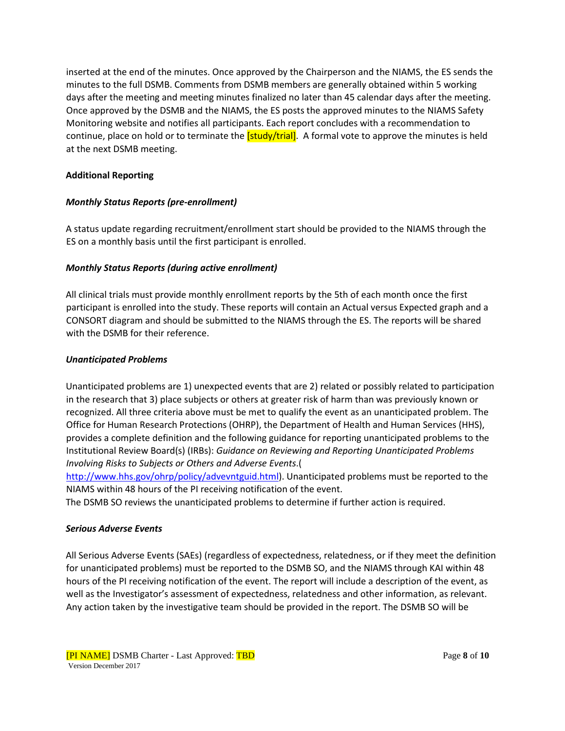inserted at the end of the minutes. Once approved by the Chairperson and the NIAMS, the ES sends the minutes to the full DSMB. Comments from DSMB members are generally obtained within 5 working days after the meeting and meeting minutes finalized no later than 45 calendar days after the meeting. Once approved by the DSMB and the NIAMS, the ES posts the approved minutes to the NIAMS Safety Monitoring website and notifies all participants. Each report concludes with a recommendation to continue, place on hold or to terminate the [study/trial]. A formal vote to approve the minutes is held at the next DSMB meeting.

**Additional Reporting**

***Monthly Status Reports (pre-enrollment)***

A status update regarding recruitment/enrollment start should be provided to the NIAMS through the ES on a monthly basis until the first participant is enrolled.

***Monthly Status Reports (during active enrollment)***

All clinical trials must provide monthly enrollment reports by the 5th of each month once the first participant is enrolled into the study. These reports will contain an Actual versus Expected graph and a CONSORT diagram and should be submitted to the NIAMS through the ES. The reports will be shared with the DSMB for their reference.

***Unanticipated Problems***

Unanticipated problems are 1) unexpected events that are 2) related or possibly related to participation in the research that 3) place subjects or others at greater risk of harm than was previously known or recognized. All three criteria above must be met to qualify the event as an unanticipated problem. The Office for Human Research Protections (OHRP), the Department of Health and Human Services (HHS), provides a complete definition and the following guidance for reporting unanticipated problems to the Institutional Review Board(s) (IRBs): *Guidance on Reviewing and Reporting Unanticipated Problems Involving Risks to Subjects or Others and Adverse Events*.(http://www.hhs.gov/ohrp/policy/advevntguid.html). Unanticipated problems must be reported to the NIAMS within 48 hours of the PI receiving notification of the event.
The DSMB SO reviews the unanticipated problems to determine if further action is required.

***Serious Adverse Events***

All Serious Adverse Events (SAEs) (regardless of expectedness, relatedness, or if they meet the definition for unanticipated problems) must be reported to the DSMB SO, and the NIAMS through KAI within 48 hours of the PI receiving notification of the event. The report will include a description of the event, as well as the Investigator's assessment of expectedness, relatedness and other information, as relevant. Any action taken by the investigative team should be provided in the report. The DSMB SO will be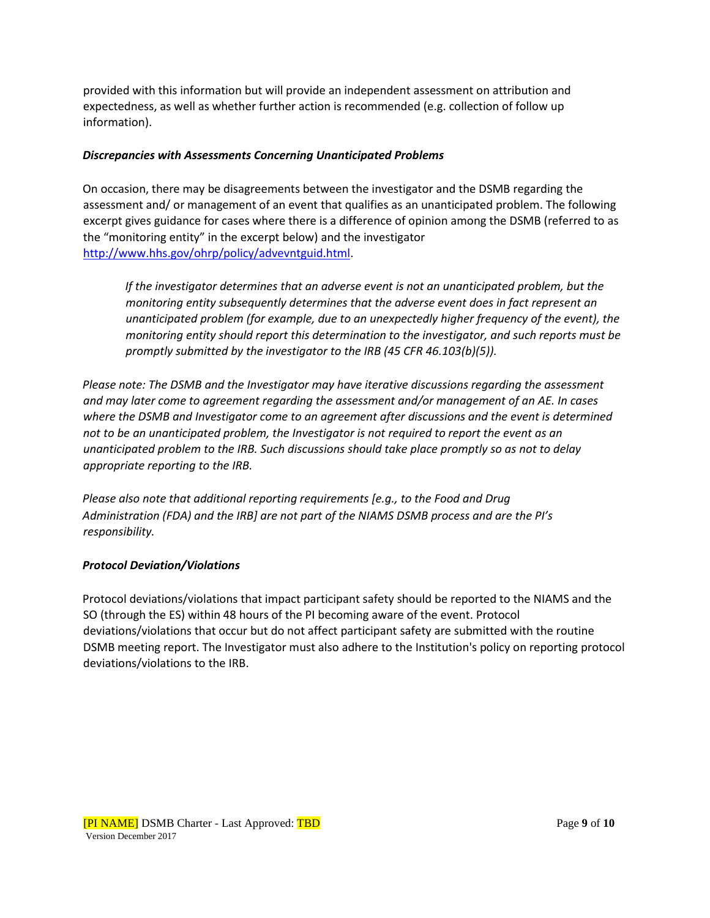provided with this information but will provide an independent assessment on attribution and expectedness, as well as whether further action is recommended (e.g. collection of follow up information).

### *Discrepancies with Assessments Concerning Unanticipated Problems*

On occasion, there may be disagreements between the investigator and the DSMB regarding the assessment and/ or management of an event that qualifies as an unanticipated problem. The following excerpt gives guidance for cases where there is a difference of opinion among the DSMB (referred to as the "monitoring entity" in the excerpt below) and the investigator http://www.hhs.gov/ohrp/policy/advevntguid.html.

> *If the investigator determines that an adverse event is not an unanticipated problem, but the monitoring entity subsequently determines that the adverse event does in fact represent an unanticipated problem (for example, due to an unexpectedly higher frequency of the event), the monitoring entity should report this determination to the investigator, and such reports must be promptly submitted by the investigator to the IRB (45 CFR 46.103(b)(5)).*

*Please note: The DSMB and the Investigator may have iterative discussions regarding the assessment and may later come to agreement regarding the assessment and/or management of an AE. In cases where the DSMB and Investigator come to an agreement after discussions and the event is determined not to be an unanticipated problem, the Investigator is not required to report the event as an unanticipated problem to the IRB. Such discussions should take place promptly so as not to delay appropriate reporting to the IRB.*

*Please also note that additional reporting requirements [e.g., to the Food and Drug Administration (FDA) and the IRB] are not part of the NIAMS DSMB process and are the PI's responsibility.*

### *Protocol Deviation/Violations*

Protocol deviations/violations that impact participant safety should be reported to the NIAMS and the SO (through the ES) within 48 hours of the PI becoming aware of the event. Protocol deviations/violations that occur but do not affect participant safety are submitted with the routine DSMB meeting report. The Investigator must also adhere to the Institution's policy on reporting protocol deviations/violations to the IRB.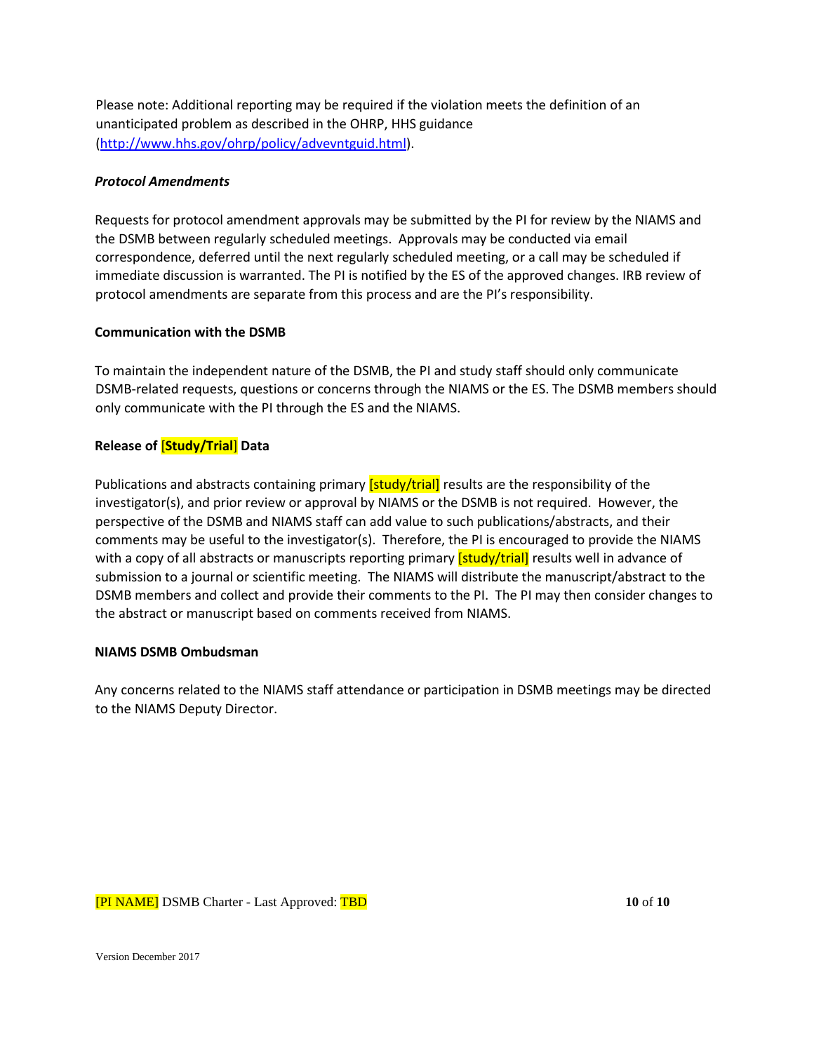Please note: Additional reporting may be required if the violation meets the definition of an unanticipated problem as described in the OHRP, HHS guidance (http://www.hhs.gov/ohrp/policy/advevntguid.html).

***Protocol Amendments***

Requests for protocol amendment approvals may be submitted by the PI for review by the NIAMS and the DSMB between regularly scheduled meetings. Approvals may be conducted via email correspondence, deferred until the next regularly scheduled meeting, or a call may be scheduled if immediate discussion is warranted. The PI is notified by the ES of the approved changes. IRB review of protocol amendments are separate from this process and are the PI's responsibility.

**Communication with the DSMB**

To maintain the independent nature of the DSMB, the PI and study staff should only communicate DSMB-related requests, questions or concerns through the NIAMS or the ES. The DSMB members should only communicate with the PI through the ES and the NIAMS.

**Release of [Study/Trial] Data**

Publications and abstracts containing primary [study/trial] results are the responsibility of the investigator(s), and prior review or approval by NIAMS or the DSMB is not required. However, the perspective of the DSMB and NIAMS staff can add value to such publications/abstracts, and their comments may be useful to the investigator(s). Therefore, the PI is encouraged to provide the NIAMS with a copy of all abstracts or manuscripts reporting primary [study/trial] results well in advance of submission to a journal or scientific meeting. The NIAMS will distribute the manuscript/abstract to the DSMB members and collect and provide their comments to the PI. The PI may then consider changes to the abstract or manuscript based on comments received from NIAMS.

**NIAMS DSMB Ombudsman**

Any concerns related to the NIAMS staff attendance or participation in DSMB meetings may be directed to the NIAMS Deputy Director.